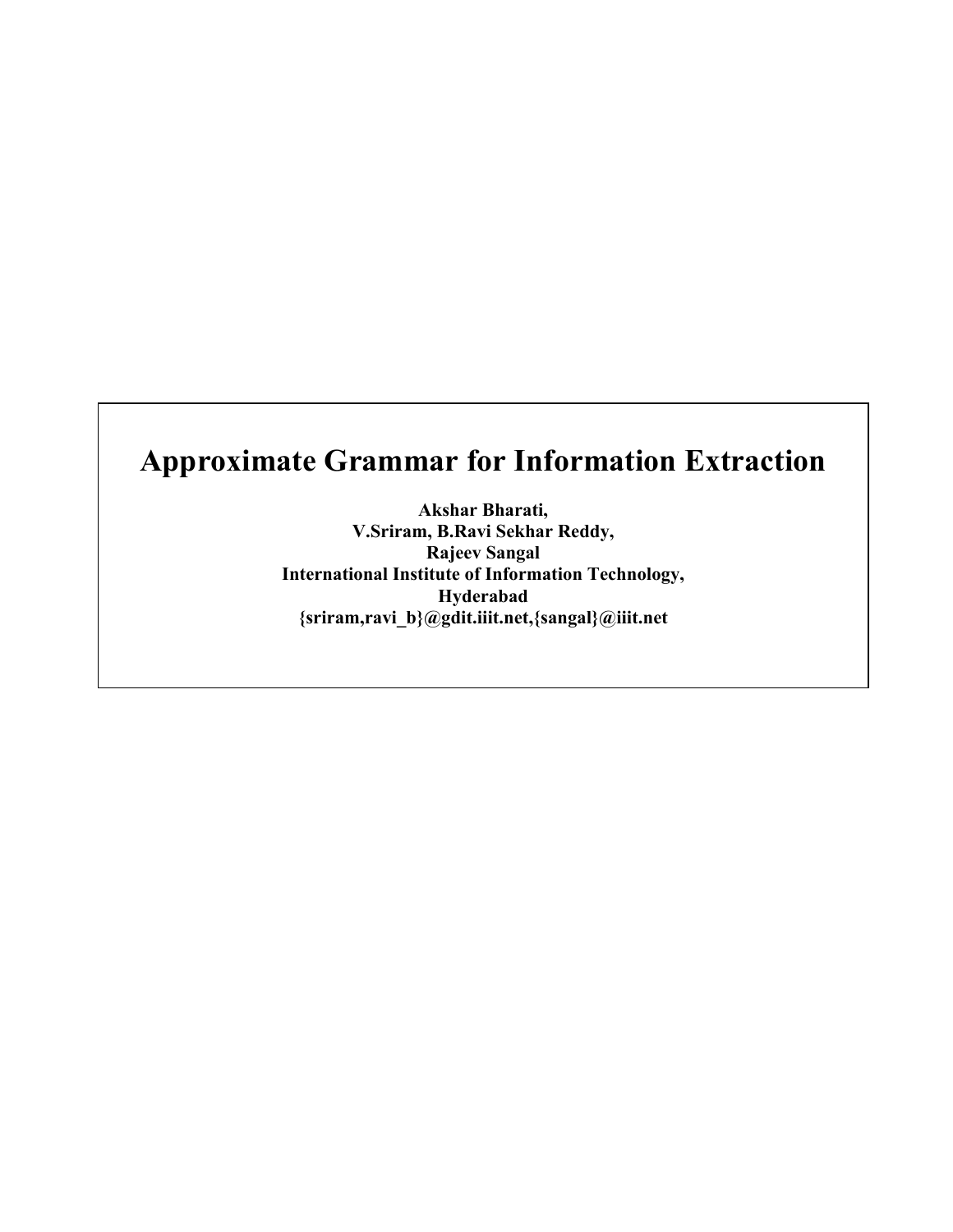# Approximate Grammar for Information Extraction

**Akshar Bharati,**
**V.Sriram, B.Ravi Sekhar Reddy,**
**Rajeev Sangal**
**International Institute of Information Technology,**
**Hyderabad**
**{sriram,ravi_b}@gdit.iiit.net,{sangal}@iiit.net**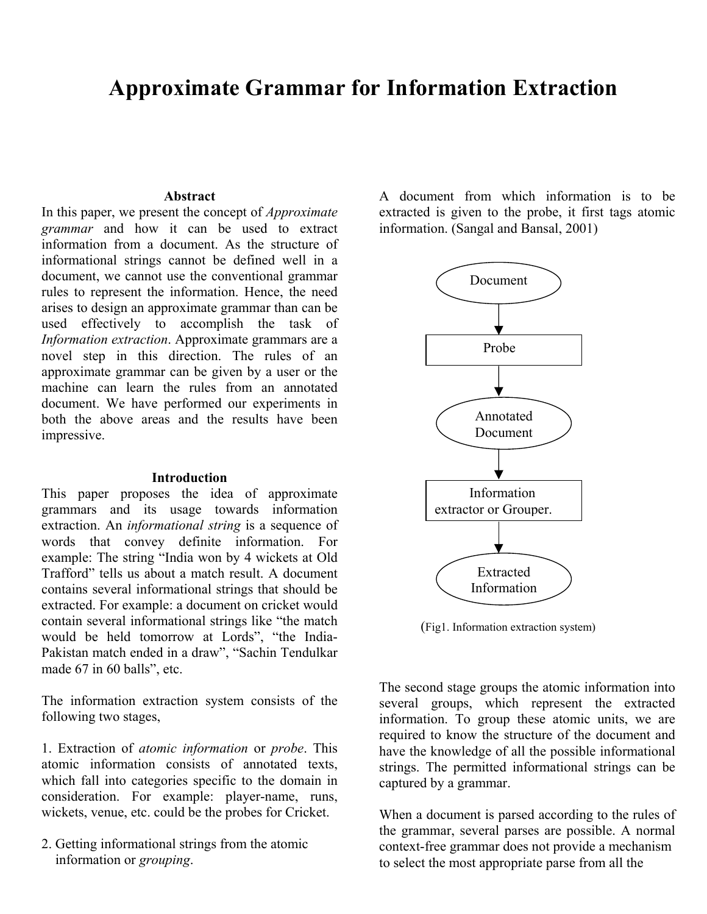# Approximate Grammar for Information Extraction

## Abstract

In this paper, we present the concept of *Approximate grammar* and how it can be used to extract information from a document. As the structure of informational strings cannot be defined well in a document, we cannot use the conventional grammar rules to represent the information. Hence, the need arises to design an approximate grammar than can be used effectively to accomplish the task of *Information extraction*. Approximate grammars are a novel step in this direction. The rules of an approximate grammar can be given by a user or the machine can learn the rules from an annotated document. We have performed our experiments in both the above areas and the results have been impressive.

## Introduction

This paper proposes the idea of approximate grammars and its usage towards information extraction. An *informational string* is a sequence of words that convey definite information. For example: The string "India won by 4 wickets at Old Trafford" tells us about a match result. A document contains several informational strings that should be extracted. For example: a document on cricket would contain several informational strings like "the match would be held tomorrow at Lords", "the India-Pakistan match ended in a draw", "Sachin Tendulkar made 67 in 60 balls", etc.

The information extraction system consists of the following two stages,

1. Extraction of *atomic information* or *probe*. This atomic information consists of annotated texts, which fall into categories specific to the domain in consideration. For example: player-name, runs, wickets, venue, etc. could be the probes for Cricket.

2. Getting informational strings from the atomic information or *grouping*.

A document from which information is to be extracted is given to the probe, it first tags atomic information. (Sangal and Bansal, 2001)

```
Document
   ↓
Probe
   ↓
Annotated Document
   ↓
Information extractor or Grouper.
   ↓
Extracted Information
```

(Fig1. Information extraction system)

The second stage groups the atomic information into several groups, which represent the extracted information. To group these atomic units, we are required to know the structure of the document and have the knowledge of all the possible informational strings. The permitted informational strings can be captured by a grammar.

When a document is parsed according to the rules of the grammar, several parses are possible. A normal context-free grammar does not provide a mechanism to select the most appropriate parse from all the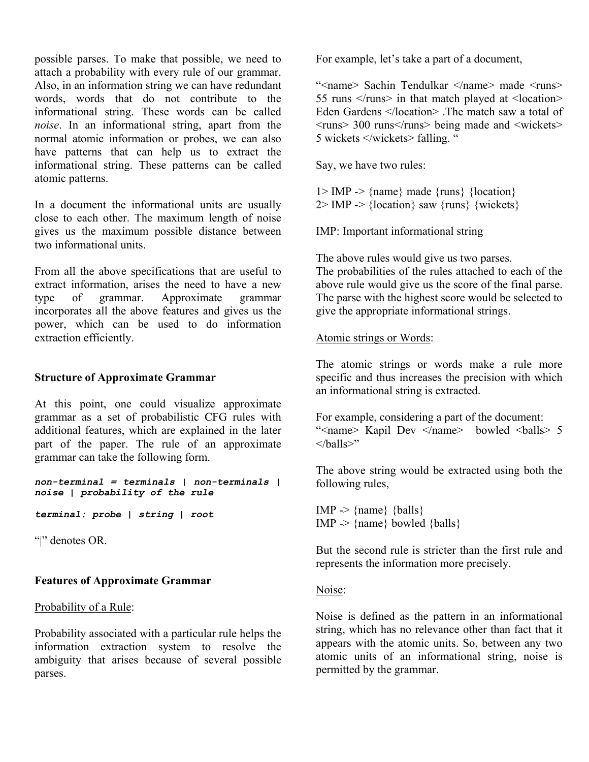possible parses. To make that possible, we need to attach a probability with every rule of our grammar. Also, in an information string we can have redundant words, words that do not contribute to the informational string. These words can be called *noise*. In an informational string, apart from the normal atomic information or probes, we can also have patterns that can help us to extract the informational string. These patterns can be called atomic patterns.

In a document the informational units are usually close to each other. The maximum length of noise gives us the maximum possible distance between two informational units.

From all the above specifications that are useful to extract information, arises the need to have a new type of grammar. Approximate grammar incorporates all the above features and gives us the power, which can be used to do information extraction efficiently.

## Structure of Approximate Grammar

At this point, one could visualize approximate grammar as a set of probabilistic CFG rules with additional features, which are explained in the later part of the paper. The rule of an approximate grammar can take the following form.

***non-terminal = terminals | non-terminals | noise | probability of the rule***

***terminal: probe | string | root***

"|" denotes OR.

## Features of Approximate Grammar

Probability of a Rule:

Probability associated with a particular rule helps the information extraction system to resolve the ambiguity that arises because of several possible parses.

For example, let's take a part of a document,

"<name> Sachin Tendulkar </name> made <runs> 55 runs </runs> in that match played at <location> Eden Gardens </location> .The match saw a total of <runs> 300 runs</runs> being made and <wickets> 5 wickets </wickets> falling. "

Say, we have two rules:

1> IMP -> {name} made {runs} {location}  
2> IMP -> {location} saw {runs} {wickets}

IMP: Important informational string

The above rules would give us two parses.  
The probabilities of the rules attached to each of the above rule would give us the score of the final parse. The parse with the highest score would be selected to give the appropriate informational strings.

Atomic strings or Words:

The atomic strings or words make a rule more specific and thus increases the precision with which an informational string is extracted.

For example, considering a part of the document:  
"<name> Kapil Dev </name> bowled <balls> 5 </balls>"

The above string would be extracted using both the following rules,

IMP -> {name} {balls}  
IMP -> {name} bowled {balls}

But the second rule is stricter than the first rule and represents the information more precisely.

Noise:

Noise is defined as the pattern in an informational string, which has no relevance other than fact that it appears with the atomic units. So, between any two atomic units of an informational string, noise is permitted by the grammar.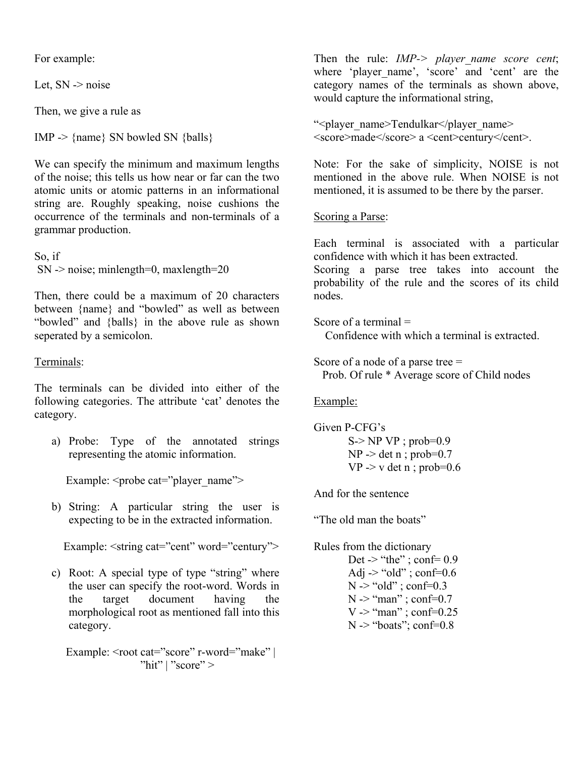For example:

Let, SN -> noise

Then, we give a rule as

IMP -> {name} SN bowled SN {balls}

We can specify the minimum and maximum lengths of the noise; this tells us how near or far can the two atomic units or atomic patterns in an informational string are. Roughly speaking, noise cushions the occurrence of the terminals and non-terminals of a grammar production.

So, if
SN -> noise; minlength=0, maxlength=20

Then, there could be a maximum of 20 characters between {name} and "bowled" as well as between "bowled" and {balls} in the above rule as shown seperated by a semicolon.

<u>Terminals</u>:

The terminals can be divided into either of the following categories. The attribute 'cat' denotes the category.

a) Probe: Type of the annotated strings representing the atomic information.

   Example: <probe cat="player_name">

b) String: A particular string the user is expecting to be in the extracted information.

   Example: <string cat="cent" word="century">

c) Root: A special type of type "string" where the user can specify the root-word. Words in the target document having the morphological root as mentioned fall into this category.

   Example: <root cat="score" r-word="make" | "hit" | "score" >

Then the rule: *IMP-> player_name score cent*; where 'player_name', 'score' and 'cent' are the category names of the terminals as shown above, would capture the informational string,

"<player_name>Tendulkar</player_name> <score>made</score> a <cent>century</cent>.

Note: For the sake of simplicity, NOISE is not mentioned in the above rule. When NOISE is not mentioned, it is assumed to be there by the parser.

<u>Scoring a Parse</u>:

Each terminal is associated with a particular confidence with which it has been extracted.
Scoring a parse tree takes into account the probability of the rule and the scores of its child nodes.

Score of a terminal =
Confidence with which a terminal is extracted.

Score of a node of a parse tree =
Prob. Of rule * Average score of Child nodes

<u>Example:</u>

Given P-CFG's

S-> NP VP ; prob=0.9
NP -> det n ; prob=0.7
VP -> v det n ; prob=0.6

And for the sentence

"The old man the boats"

Rules from the dictionary

Det -> "the" ; conf= 0.9
Adj -> "old" ; conf=0.6
N -> "old" ; conf=0.3
N -> "man" ; conf=0.7
V -> "man" ; conf=0.25
N -> "boats"; conf=0.8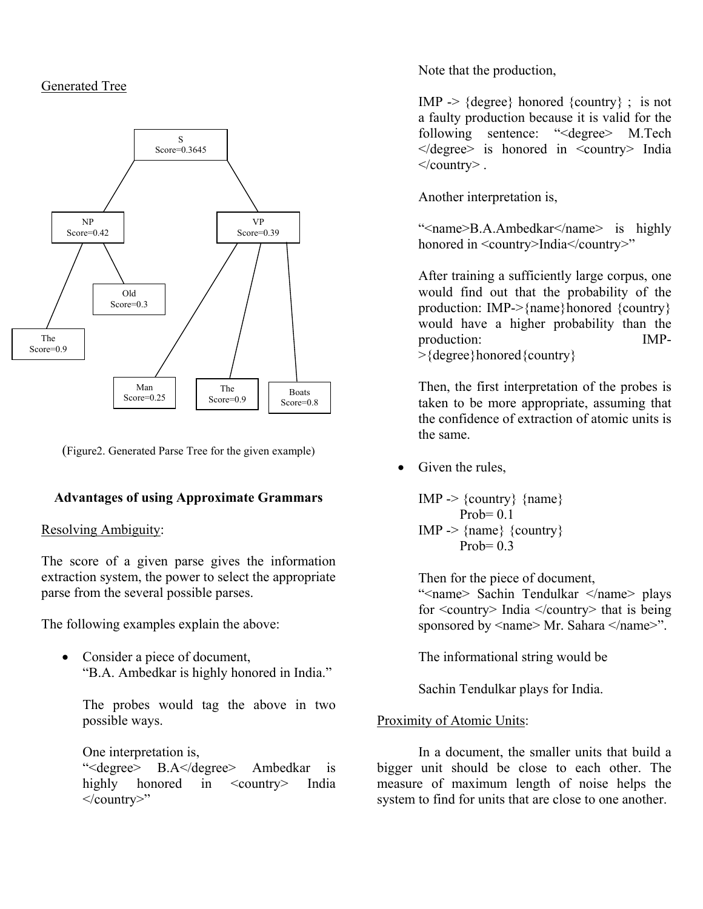Generated Tree

(Figure2. Generated Parse Tree for the given example)

### Advantages of using Approximate Grammars

Resolving Ambiguity:

The score of a given parse gives the information extraction system, the power to select the appropriate parse from the several possible parses.

The following examples explain the above:

- Consider a piece of document,
  "B.A. Ambedkar is highly honored in India."

  The probes would tag the above in two possible ways.

  One interpretation is,
  "<degree> B.A</degree> Ambedkar is highly honored in <country> India </country>"

  Note that the production,

  IMP -> {degree} honored {country} ; is not a faulty production because it is valid for the following sentence: "<degree> M.Tech </degree> is honored in <country> India </country> .

  Another interpretation is,

  "<name>B.A.Ambedkar</name> is highly honored in <country>India</country>"

  After training a sufficiently large corpus, one would find out that the probability of the production: IMP->{name}honored {country} would have a higher probability than the production: IMP->{degree}honored{country}

  Then, the first interpretation of the probes is taken to be more appropriate, assuming that the confidence of extraction of atomic units is the same.

- Given the rules,

  IMP -> {country} {name}
  Prob= 0.1
  IMP -> {name} {country}
  Prob= 0.3

  Then for the piece of document,
  "<name> Sachin Tendulkar </name> plays for <country> India </country> that is being sponsored by <name> Mr. Sahara </name>".

  The informational string would be

  Sachin Tendulkar plays for India.

Proximity of Atomic Units:

In a document, the smaller units that build a bigger unit should be close to each other. The measure of maximum length of noise helps the system to find for units that are close to one another.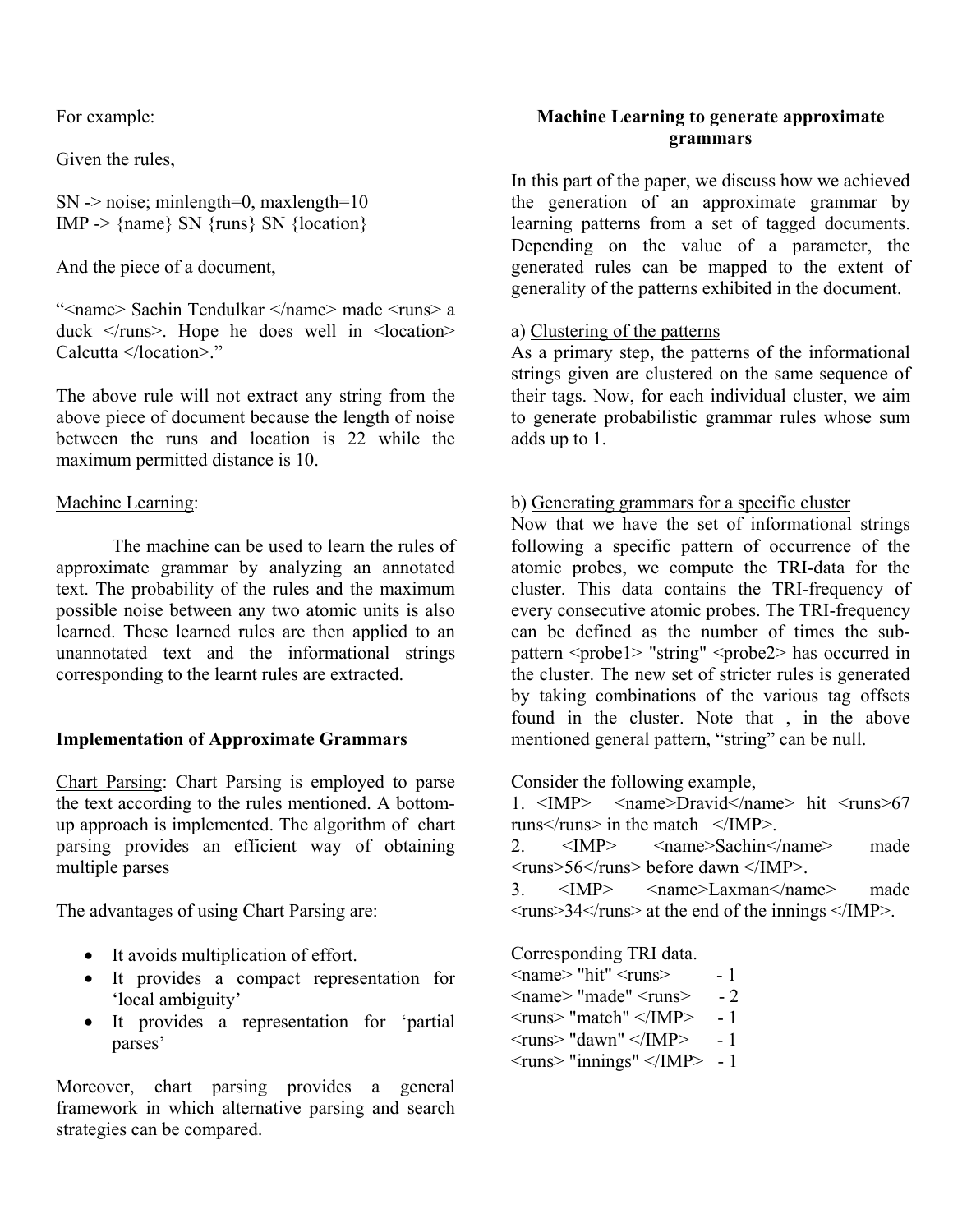For example:

Given the rules,

SN -> noise; minlength=0, maxlength=10
IMP -> {name} SN {runs} SN {location}

And the piece of a document,

"<name> Sachin Tendulkar </name> made <runs> a duck </runs>. Hope he does well in <location> Calcutta </location>."

The above rule will not extract any string from the above piece of document because the length of noise between the runs and location is 22 while the maximum permitted distance is 10.

Machine Learning:

The machine can be used to learn the rules of approximate grammar by analyzing an annotated text. The probability of the rules and the maximum possible noise between any two atomic units is also learned. These learned rules are then applied to an unannotated text and the informational strings corresponding to the learnt rules are extracted.

**Implementation of Approximate Grammars**

Chart Parsing: Chart Parsing is employed to parse the text according to the rules mentioned. A bottom-up approach is implemented. The algorithm of chart parsing provides an efficient way of obtaining multiple parses

The advantages of using Chart Parsing are:

- It avoids multiplication of effort.
- It provides a compact representation for 'local ambiguity'
- It provides a representation for 'partial parses'

Moreover, chart parsing provides a general framework in which alternative parsing and search strategies can be compared.

**Machine Learning to generate approximate grammars**

In this part of the paper, we discuss how we achieved the generation of an approximate grammar by learning patterns from a set of tagged documents. Depending on the value of a parameter, the generated rules can be mapped to the extent of generality of the patterns exhibited in the document.

a) Clustering of the patterns
As a primary step, the patterns of the informational strings given are clustered on the same sequence of their tags. Now, for each individual cluster, we aim to generate probabilistic grammar rules whose sum adds up to 1.

b) Generating grammars for a specific cluster
Now that we have the set of informational strings following a specific pattern of occurrence of the atomic probes, we compute the TRI-data for the cluster. This data contains the TRI-frequency of every consecutive atomic probes. The TRI-frequency can be defined as the number of times the sub-pattern <probe1> "string" <probe2> has occurred in the cluster. The new set of stricter rules is generated by taking combinations of the various tag offsets found in the cluster. Note that , in the above mentioned general pattern, "string" can be null.

Consider the following example,
1. <IMP> <name>Dravid</name> hit <runs>67 runs</runs> in the match </IMP>.
2. <IMP> <name>Sachin</name> made <runs>56</runs> before dawn </IMP>.
3. <IMP> <name>Laxman</name> made <runs>34</runs> at the end of the innings </IMP>.

Corresponding TRI data.
<name> "hit" <runs> - 1
<name> "made" <runs> - 2
<runs> "match" </IMP> - 1
<runs> "dawn" </IMP> - 1
<runs> "innings" </IMP> - 1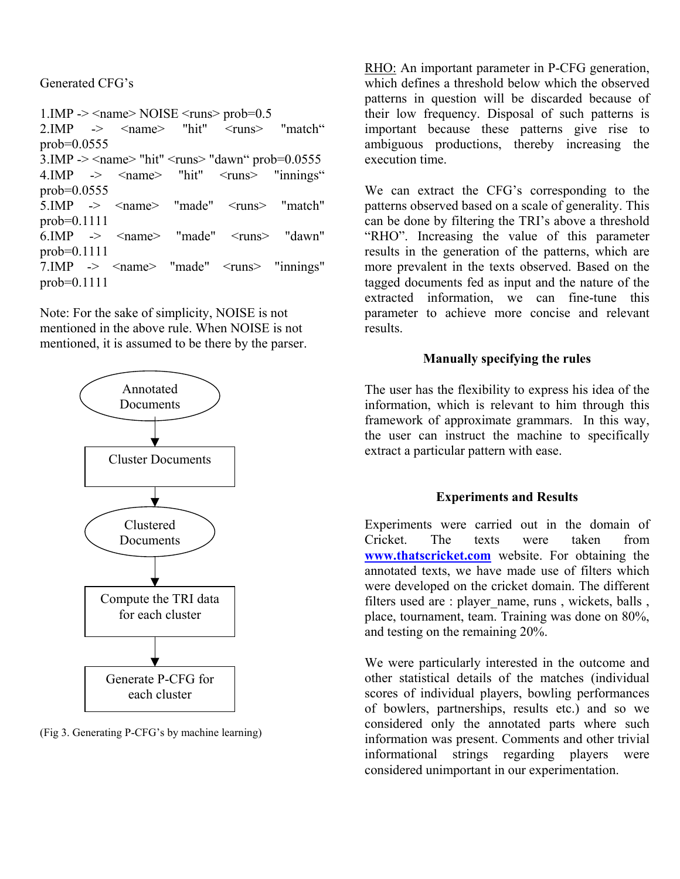Generated CFG's

1.IMP -> <name> NOISE <runs> prob=0.5
2.IMP -> <name> "hit" <runs> "match" prob=0.0555
3.IMP -> <name> "hit" <runs> "dawn" prob=0.0555
4.IMP -> <name> "hit" <runs> "innings" prob=0.0555
5.IMP -> <name> "made" <runs> "match" prob=0.1111
6.IMP -> <name> "made" <runs> "dawn" prob=0.1111
7.IMP -> <name> "made" <runs> "innings" prob=0.1111

Note: For the sake of simplicity, NOISE is not mentioned in the above rule. When NOISE is not mentioned, it is assumed to be there by the parser.

Annotated Documents → Cluster Documents → Clustered Documents → Compute the TRI data for each cluster → Generate P-CFG for each cluster

(Fig 3. Generating P-CFG's by machine learning)

RHO: An important parameter in P-CFG generation, which defines a threshold below which the observed patterns in question will be discarded because of their low frequency. Disposal of such patterns is important because these patterns give rise to ambiguous productions, thereby increasing the execution time.

We can extract the CFG's corresponding to the patterns observed based on a scale of generality. This can be done by filtering the TRI's above a threshold "RHO". Increasing the value of this parameter results in the generation of the patterns, which are more prevalent in the texts observed. Based on the tagged documents fed as input and the nature of the extracted information, we can fine-tune this parameter to achieve more concise and relevant results.

## Manually specifying the rules

The user has the flexibility to express his idea of the information, which is relevant to him through this framework of approximate grammars. In this way, the user can instruct the machine to specifically extract a particular pattern with ease.

## Experiments and Results

Experiments were carried out in the domain of Cricket. The texts were taken from **www.thatscricket.com** website. For obtaining the annotated texts, we have made use of filters which were developed on the cricket domain. The different filters used are : player_name, runs , wickets, balls , place, tournament, team. Training was done on 80%, and testing on the remaining 20%.

We were particularly interested in the outcome and other statistical details of the matches (individual scores of individual players, bowling performances of bowlers, partnerships, results etc.) and so we considered only the annotated parts where such information was present. Comments and other trivial informational strings regarding players were considered unimportant in our experimentation.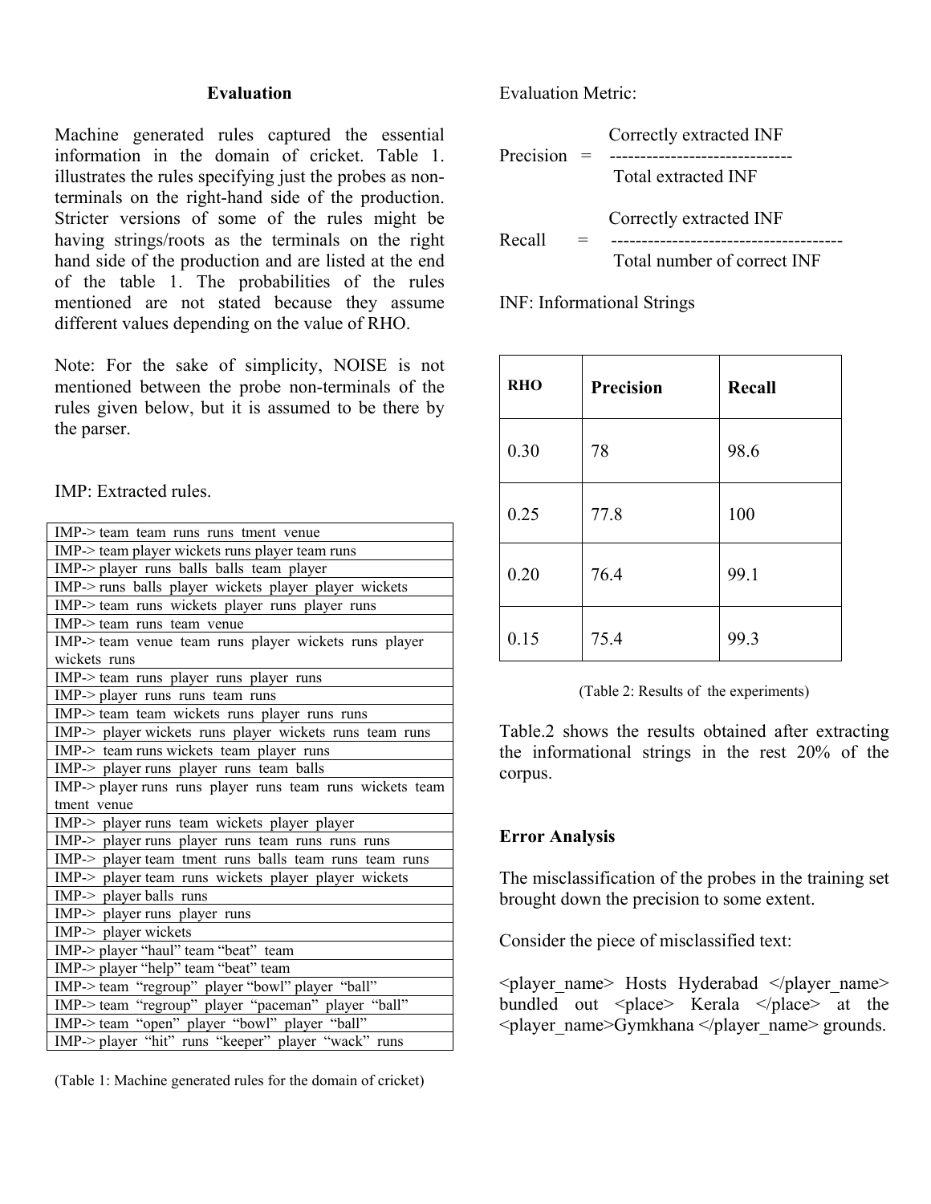### Evaluation

Machine generated rules captured the essential information in the domain of cricket. Table 1. illustrates the rules specifying just the probes as non-terminals on the right-hand side of the production. Stricter versions of some of the rules might be having strings/roots as the terminals on the right hand side of the production and are listed at the end of the table 1. The probabilities of the rules mentioned are not stated because they assume different values depending on the value of RHO.

Note: For the sake of simplicity, NOISE is not mentioned between the probe non-terminals of the rules given below, but it is assumed to be there by the parser.

IMP: Extracted rules.

| |
|---|
| IMP-> team team runs runs tment venue |
| IMP-> team player wickets runs player team runs |
| IMP-> player runs balls balls team player |
| IMP-> runs balls player wickets player player wickets |
| IMP-> team runs wickets player runs player runs |
| IMP-> team runs team venue |
| IMP-> team venue team runs player wickets runs player wickets runs |
| IMP-> team runs player runs player runs |
| IMP-> player runs runs team runs |
| IMP-> team team wickets runs player runs runs |
| IMP-> player wickets runs player wickets runs team runs |
| IMP-> team runs wickets team player runs |
| IMP-> player runs player runs team balls |
| IMP-> player runs runs player runs team runs wickets team tment venue |
| IMP-> player runs team wickets player player |
| IMP-> player runs player runs team runs runs runs |
| IMP-> player team tment runs balls team runs team runs |
| IMP-> player team runs wickets player player wickets |
| IMP-> player balls runs |
| IMP-> player runs player runs |
| IMP-> player wickets |
| IMP-> player "haul" team "beat" team |
| IMP-> player "help" team "beat" team |
| IMP-> team "regroup" player "bowl" player "ball" |
| IMP-> team "regroup" player "paceman" player "ball" |
| IMP-> team "open" player "bowl" player "ball" |
| IMP-> player "hit" runs "keeper" player "wack" runs |

(Table 1: Machine generated rules for the domain of cricket)

Evaluation Metric:

$$\text{Precision} = \frac{\text{Correctly extracted INF}}{\text{Total extracted INF}}$$

$$\text{Recall} = \frac{\text{Correctly extracted INF}}{\text{Total number of correct INF}}$$

INF: Informational Strings

| RHO | Precision | Recall |
|---|---|---|
| 0.30 | 78 | 98.6 |
| 0.25 | 77.8 | 100 |
| 0.20 | 76.4 | 99.1 |
| 0.15 | 75.4 | 99.3 |

(Table 2: Results of the experiments)

Table.2 shows the results obtained after extracting the informational strings in the rest 20% of the corpus.

### Error Analysis

The misclassification of the probes in the training set brought down the precision to some extent.

Consider the piece of misclassified text:

<player_name> Hosts Hyderabad </player_name> bundled out <place> Kerala </place> at the <player_name>Gymkhana </player_name> grounds.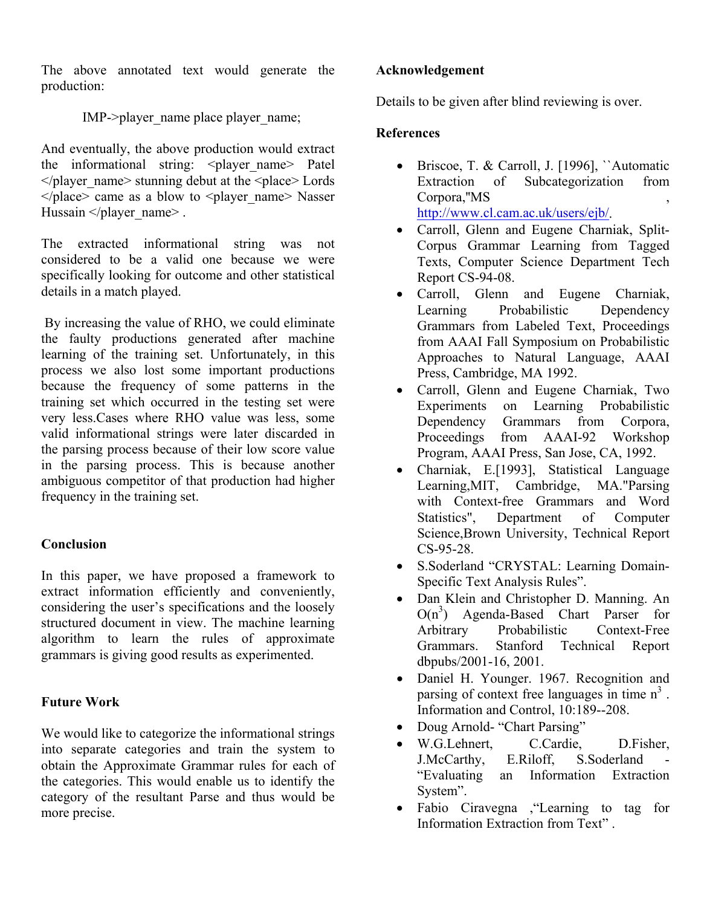The above annotated text would generate the production:

IMP->player_name place player_name;

And eventually, the above production would extract the informational string: <player_name> Patel </player_name> stunning debut at the <place> Lords </place> came as a blow to <player_name> Nasser Hussain </player_name> .

The extracted informational string was not considered to be a valid one because we were specifically looking for outcome and other statistical details in a match played.

By increasing the value of RHO, we could eliminate the faulty productions generated after machine learning of the training set. Unfortunately, in this process we also lost some important productions because the frequency of some patterns in the training set which occurred in the testing set were very less.Cases where RHO value was less, some valid informational strings were later discarded in the parsing process because of their low score value in the parsing process. This is because another ambiguous competitor of that production had higher frequency in the training set.

## Conclusion

In this paper, we have proposed a framework to extract information efficiently and conveniently, considering the user's specifications and the loosely structured document in view. The machine learning algorithm to learn the rules of approximate grammars is giving good results as experimented.

## Future Work

We would like to categorize the informational strings into separate categories and train the system to obtain the Approximate Grammar rules for each of the categories. This would enable us to identify the category of the resultant Parse and thus would be more precise.

## Acknowledgement

Details to be given after blind reviewing is over.

## References

- Briscoe, T. & Carroll, J. [1996], ``Automatic Extraction of Subcategorization from Corpora,"MS , http://www.cl.cam.ac.uk/users/ejb/.
- Carroll, Glenn and Eugene Charniak, Split-Corpus Grammar Learning from Tagged Texts, Computer Science Department Tech Report CS-94-08.
- Carroll, Glenn and Eugene Charniak, Learning Probabilistic Dependency Grammars from Labeled Text, Proceedings from AAAI Fall Symposium on Probabilistic Approaches to Natural Language, AAAI Press, Cambridge, MA 1992.
- Carroll, Glenn and Eugene Charniak, Two Experiments on Learning Probabilistic Dependency Grammars from Corpora, Proceedings from AAAI-92 Workshop Program, AAAI Press, San Jose, CA, 1992.
- Charniak, E.[1993], Statistical Language Learning,MIT, Cambridge, MA."Parsing with Context-free Grammars and Word Statistics", Department of Computer Science,Brown University, Technical Report CS-95-28.
- S.Soderland "CRYSTAL: Learning Domain-Specific Text Analysis Rules".
- Dan Klein and Christopher D. Manning. An $O(n^3)$ Agenda-Based Chart Parser for Arbitrary Probabilistic Context-Free Grammars. Stanford Technical Report dbpubs/2001-16, 2001.
- Daniel H. Younger. 1967. Recognition and parsing of context free languages in time $n^3$ . Information and Control, 10:189--208.
- Doug Arnold- "Chart Parsing"
- W.G.Lehnert, C.Cardie, D.Fisher, J.McCarthy, E.Riloff, S.Soderland - "Evaluating an Information Extraction System".
- Fabio Ciravegna ,"Learning to tag for Information Extraction from Text" .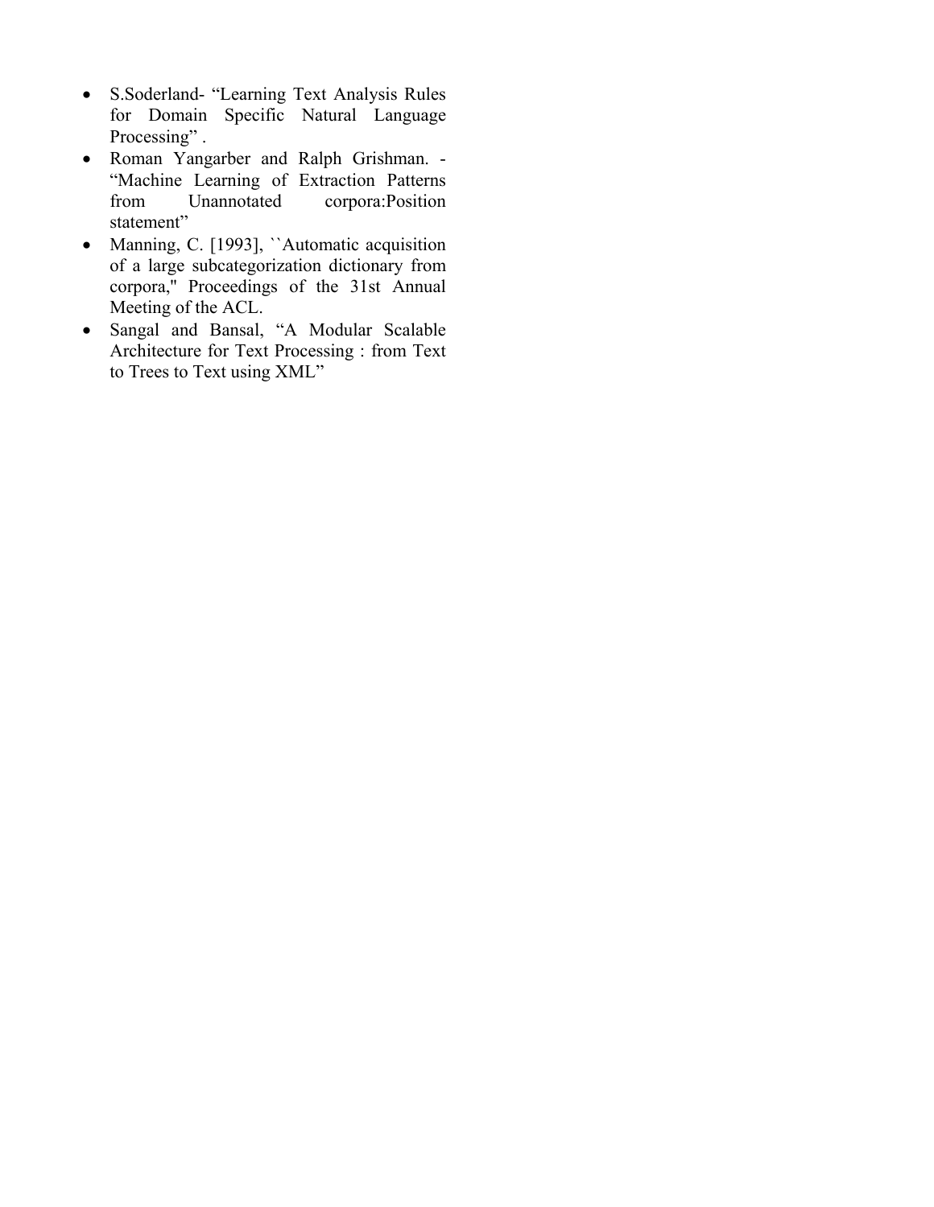- S.Soderland- “Learning Text Analysis Rules for Domain Specific Natural Language Processing” .
- Roman Yangarber and Ralph Grishman. - “Machine Learning of Extraction Patterns from Unannotated corpora:Position statement”
- Manning, C. [1993], ``Automatic acquisition of a large subcategorization dictionary from corpora,'' Proceedings of the 31st Annual Meeting of the ACL.
- Sangal and Bansal, “A Modular Scalable Architecture for Text Processing : from Text to Trees to Text using XML”